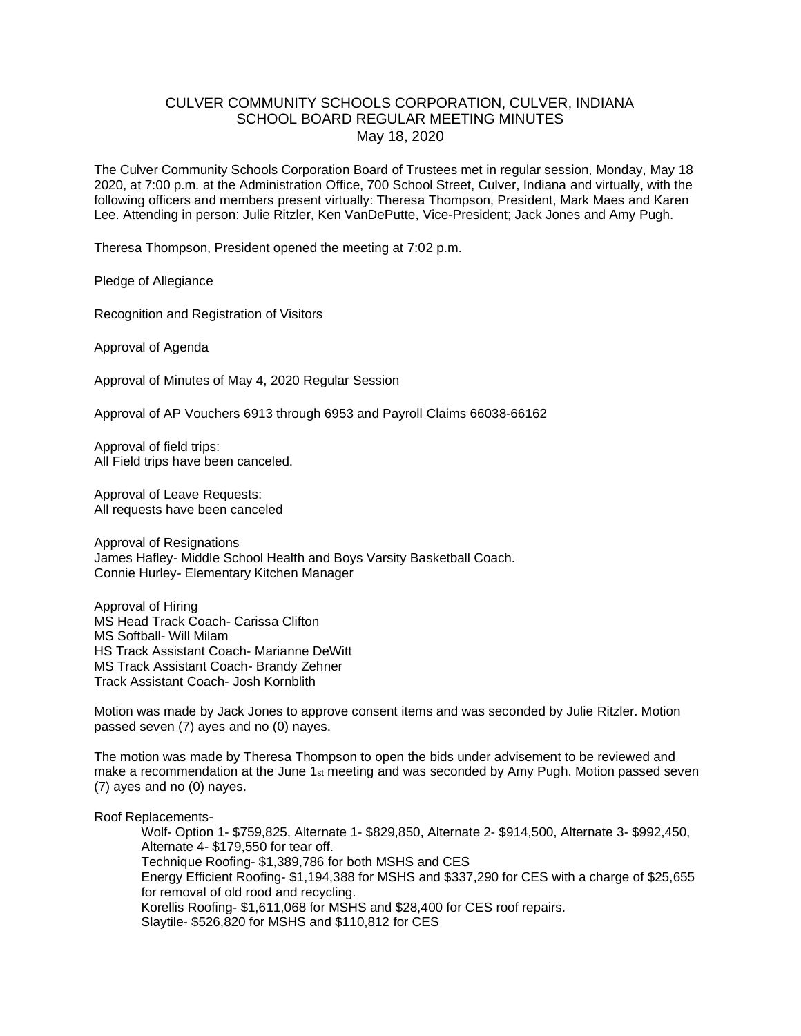# CULVER COMMUNITY SCHOOLS CORPORATION, CULVER, INDIANA
## SCHOOL BOARD REGULAR MEETING MINUTES
### May 18, 2020

The Culver Community Schools Corporation Board of Trustees met in regular session, Monday, May 18 2020, at 7:00 p.m. at the Administration Office, 700 School Street, Culver, Indiana and virtually, with the following officers and members present virtually: Theresa Thompson, President, Mark Maes and Karen Lee. Attending in person: Julie Ritzler, Ken VanDePutte, Vice-President; Jack Jones and Amy Pugh.

Theresa Thompson, President opened the meeting at 7:02 p.m.

Pledge of Allegiance

Recognition and Registration of Visitors

Approval of Agenda

Approval of Minutes of May 4, 2020 Regular Session

Approval of AP Vouchers 6913 through 6953 and Payroll Claims 66038-66162

Approval of field trips:
All Field trips have been canceled.

Approval of Leave Requests:
All requests have been canceled

Approval of Resignations
James Hafley- Middle School Health and Boys Varsity Basketball Coach.
Connie Hurley- Elementary Kitchen Manager

Approval of Hiring
MS Head Track Coach- Carissa Clifton
MS Softball- Will Milam
HS Track Assistant Coach- Marianne DeWitt
MS Track Assistant Coach- Brandy Zehner
Track Assistant Coach- Josh Kornblith

Motion was made by Jack Jones to approve consent items and was seconded by Julie Ritzler. Motion passed seven (7) ayes and no (0) nayes.

The motion was made by Theresa Thompson to open the bids under advisement to be reviewed and make a recommendation at the June 1st meeting and was seconded by Amy Pugh. Motion passed seven (7) ayes and no (0) nayes.

Roof Replacements-

- Wolf- Option 1- $759,825, Alternate 1- $829,850, Alternate 2- $914,500, Alternate 3- $992,450, Alternate 4- $179,550 for tear off.
- Technique Roofing- $1,389,786 for both MSHS and CES
- Energy Efficient Roofing- $1,194,388 for MSHS and $337,290 for CES with a charge of $25,655 for removal of old rood and recycling.
- Korellis Roofing- $1,611,068 for MSHS and $28,400 for CES roof repairs.
- Slaytile- $526,820 for MSHS and $110,812 for CES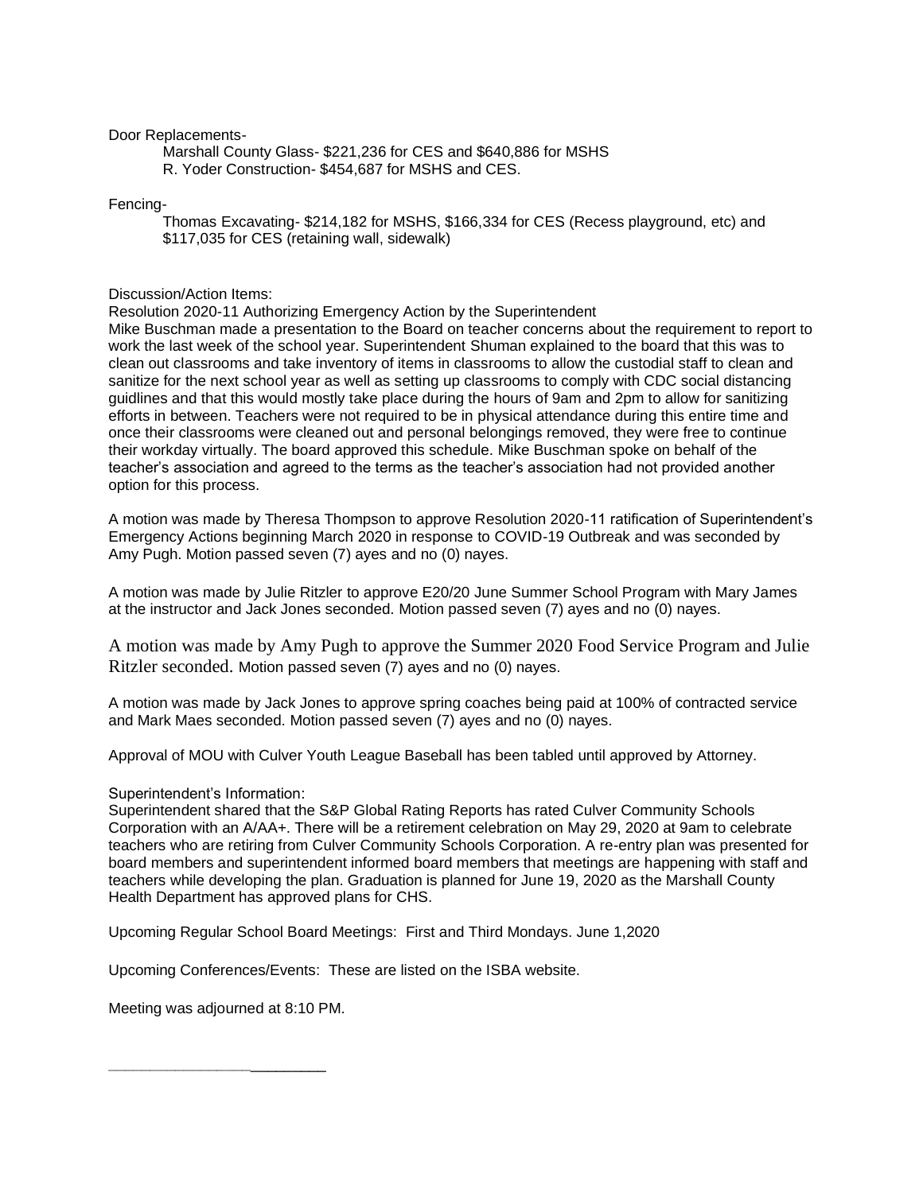Door Replacements-

Marshall County Glass- $221,236 for CES and $640,886 for MSHS
R. Yoder Construction- $454,687 for MSHS and CES.

Fencing-

Thomas Excavating- $214,182 for MSHS, $166,334 for CES (Recess playground, etc) and $117,035 for CES (retaining wall, sidewalk)

Discussion/Action Items:

Resolution 2020-11 Authorizing Emergency Action by the Superintendent

Mike Buschman made a presentation to the Board on teacher concerns about the requirement to report to work the last week of the school year. Superintendent Shuman explained to the board that this was to clean out classrooms and take inventory of items in classrooms to allow the custodial staff to clean and sanitize for the next school year as well as setting up classrooms to comply with CDC social distancing guidlines and that this would mostly take place during the hours of 9am and 2pm to allow for sanitizing efforts in between. Teachers were not required to be in physical attendance during this entire time and once their classrooms were cleaned out and personal belongings removed, they were free to continue their workday virtually. The board approved this schedule. Mike Buschman spoke on behalf of the teacher's association and agreed to the terms as the teacher's association had not provided another option for this process.

A motion was made by Theresa Thompson to approve Resolution 2020-11 ratification of Superintendent's Emergency Actions beginning March 2020 in response to COVID-19 Outbreak and was seconded by Amy Pugh. Motion passed seven (7) ayes and no (0) nayes.

A motion was made by Julie Ritzler to approve E20/20 June Summer School Program with Mary James at the instructor and Jack Jones seconded. Motion passed seven (7) ayes and no (0) nayes.

A motion was made by Amy Pugh to approve the Summer 2020 Food Service Program and Julie Ritzler seconded. Motion passed seven (7) ayes and no (0) nayes.

A motion was made by Jack Jones to approve spring coaches being paid at 100% of contracted service and Mark Maes seconded. Motion passed seven (7) ayes and no (0) nayes.

Approval of MOU with Culver Youth League Baseball has been tabled until approved by Attorney.

Superintendent's Information:

Superintendent shared that the S&P Global Rating Reports has rated Culver Community Schools Corporation with an A/AA+. There will be a retirement celebration on May 29, 2020 at 9am to celebrate teachers who are retiring from Culver Community Schools Corporation. A re-entry plan was presented for board members and superintendent informed board members that meetings are happening with staff and teachers while developing the plan. Graduation is planned for June 19, 2020 as the Marshall County Health Department has approved plans for CHS.

Upcoming Regular School Board Meetings: First and Third Mondays. June 1,2020

Upcoming Conferences/Events: These are listed on the ISBA website.

Meeting was adjourned at 8:10 PM.

_________________________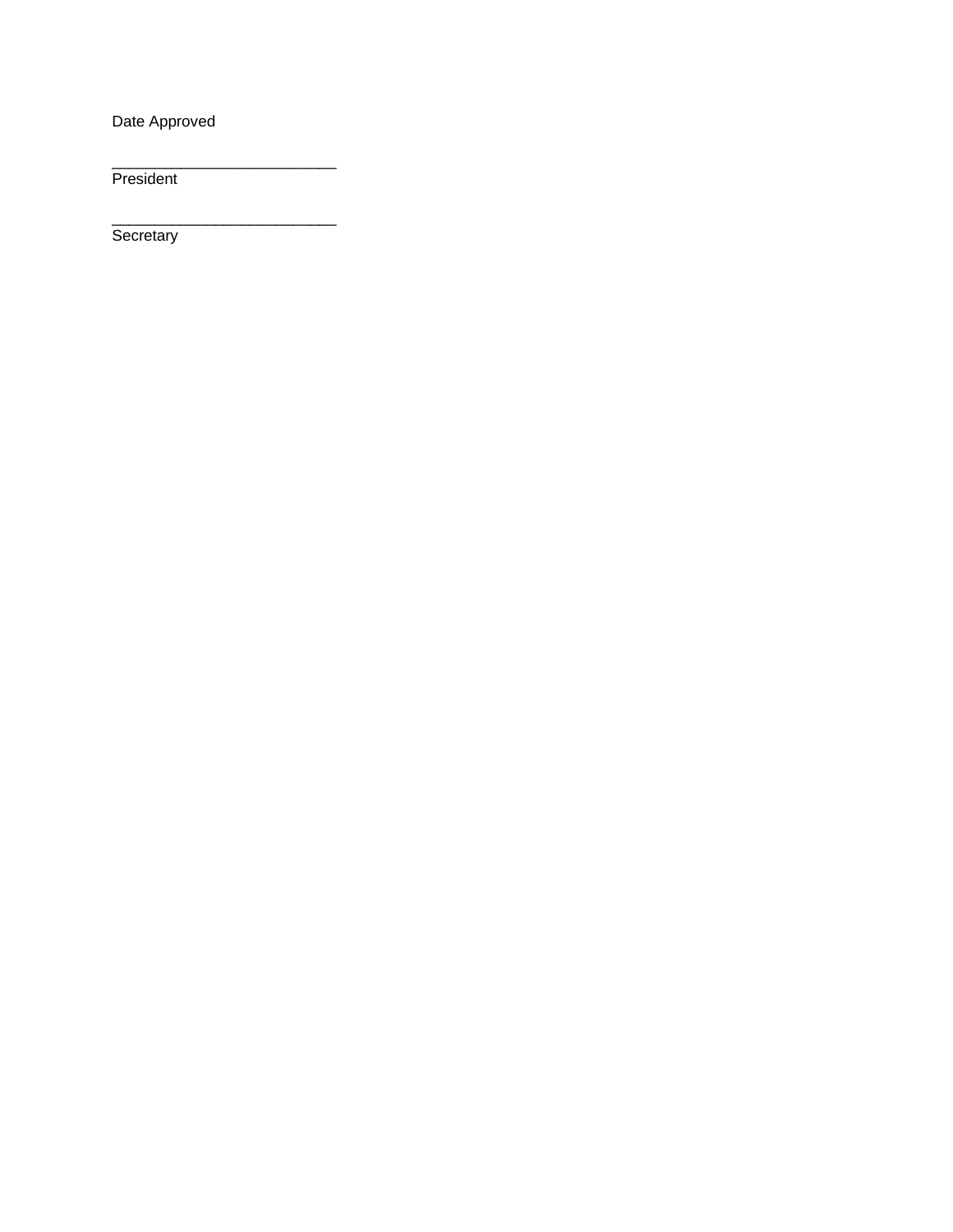Date Approved

__________________________
President

__________________________
Secretary